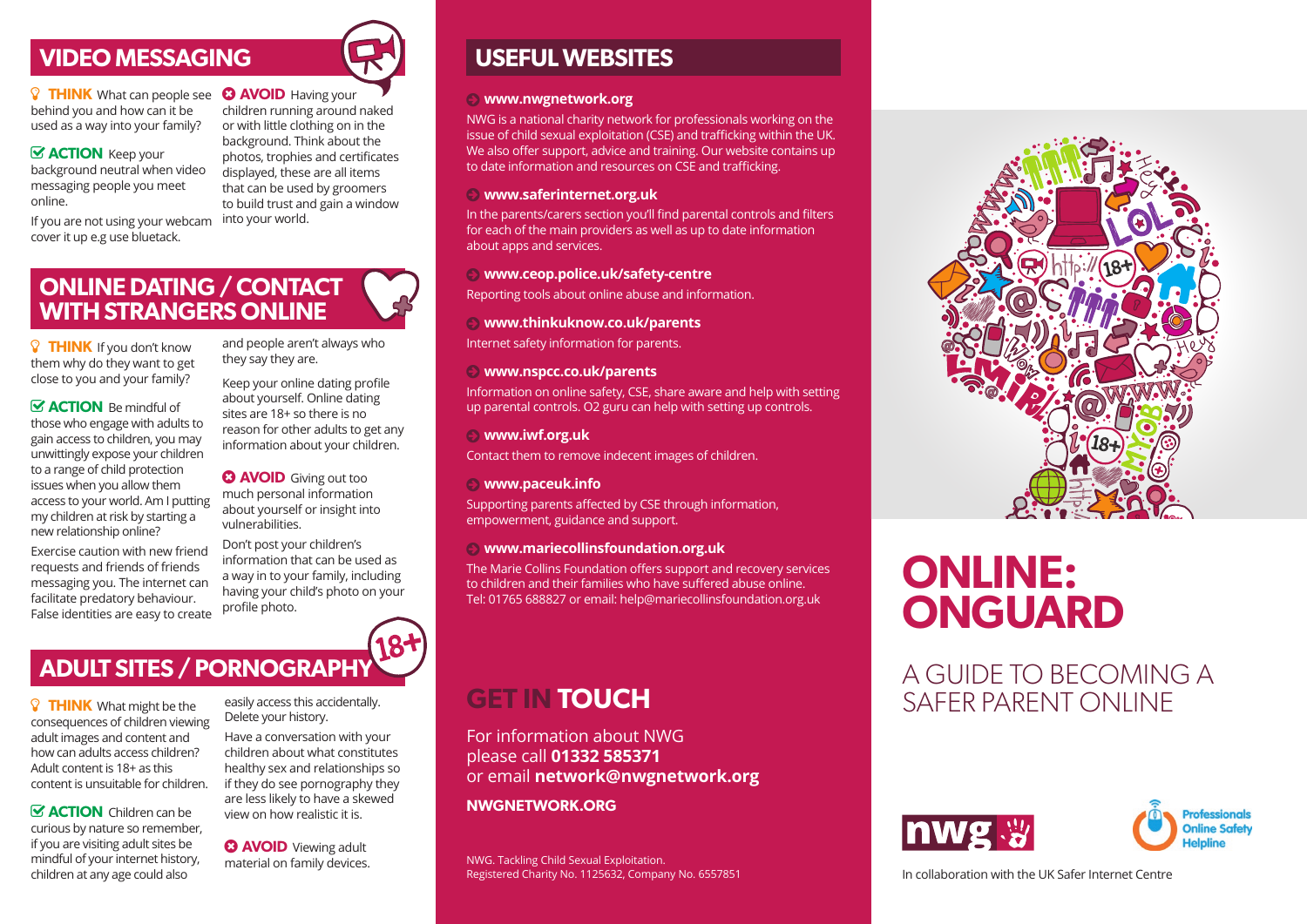## VIDEO MESSAGING

**THINK** What can people see behind you and how can it be used as a way into your family?

**ACTION** Keep your background neutral when video messaging people you meet online.

If you are not using your webcam cover it up e.g use bluetack.

**AVOID** Having your children running around naked or with little clothing on in the background. Think about the photos, trophies and certificates displayed, these are all items that can be used by groomers to build trust and gain a window into your world.

## ONLINE DATING / CONTACT WITH STRANGERS ONLINE

**THINK** If you don't know them why do they want to get close to you and your family?

**ACTION** Be mindful of those who engage with adults to gain access to children, you may unwittingly expose your children to a range of child protection issues when you allow them access to your world. Am I putting my children at risk by starting a new relationship online?

Exercise caution with new friend requests and friends of friends messaging you. The internet can facilitate predatory behaviour. False identities are easy to create and people aren't always who they say they are.

Keep your online dating profile about yourself. Online dating sites are 18+ so there is no reason for other adults to get any information about your children.

**AVOID** Giving out too much personal information about yourself or insight into vulnerabilities.

Don't post your children's information that can be used as a way in to your family, including having your child's photo on your profile photo.

## ADULT SITES / PORNOGRAPHY

**THINK** What might be the consequences of children viewing adult images and content and how can adults access children? Adult content is 18+ as this content is unsuitable for children.

**ACTION** Children can be curious by nature so remember, if you are visiting adult sites be mindful of your internet history, children at any age could also easily access this accidentally. Delete your history.

Have a conversation with your children about what constitutes healthy sex and relationships so if they do see pornography they are less likely to have a skewed view on how realistic it is.

**AVOID** Viewing adult material on family devices.

## USEFUL WEBSITES

**www.nwgnetwork.org**
NWG is a national charity network for professionals working on the issue of child sexual exploitation (CSE) and trafficking within the UK. We also offer support, advice and training. Our website contains up to date information and resources on CSE and trafficking.

**www.saferinternet.org.uk**
In the parents/carers section you'll find parental controls and filters for each of the main providers as well as up to date information about apps and services.

**www.ceop.police.uk/safety-centre**
Reporting tools about online abuse and information.

**www.thinkuknow.co.uk/parents**
Internet safety information for parents.

**www.nspcc.co.uk/parents**
Information on online safety, CSE, share aware and help with setting up parental controls. O2 guru can help with setting up controls.

**www.iwf.org.uk**
Contact them to remove indecent images of children.

**www.paceuk.info**
Supporting parents affected by CSE through information, empowerment, guidance and support.

**www.mariecollinsfoundation.org.uk**
The Marie Collins Foundation offers support and recovery services to children and their families who have suffered abuse online. Tel: 01765 688827 or email: help@mariecollinsfoundation.org.uk

## GET IN TOUCH

For information about NWG please call **01332 585371** or email **network@nwgnetwork.org**

**NWGNETWORK.ORG**

NWG. Tackling Child Sexual Exploitation.
Registered Charity No. 1125632, Company No. 6557851

# ONLINE: ONGUARD

## A GUIDE TO BECOMING A SAFER PARENT ONLINE

nwg — Professionals Online Safety Helpline

In collaboration with the UK Safer Internet Centre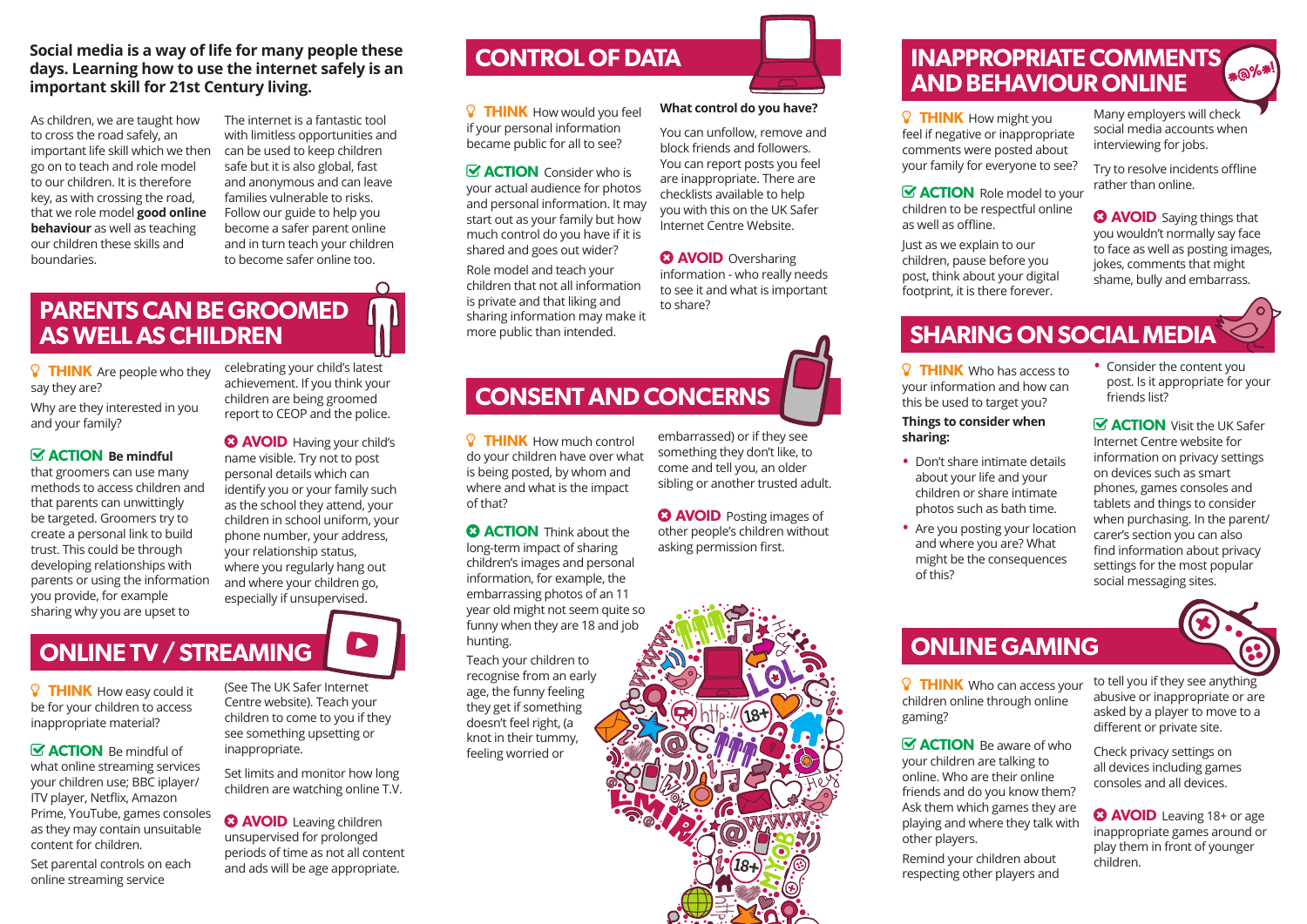**Social media is a way of life for many people these days. Learning how to use the internet safely is an important skill for 21st Century living.**

As children, we are taught how to cross the road safely, an important life skill which we then go on to teach and role model to our children. It is therefore key, as with crossing the road, that we role model **good online behaviour** as well as teaching our children these skills and boundaries.

The internet is a fantastic tool with limitless opportunities and can be used to keep children safe but it is also global, fast and anonymous and can leave families vulnerable to risks. Follow our guide to help you become a safer parent online and in turn teach your children to become safer online too.

## PARENTS CAN BE GROOMED AS WELL AS CHILDREN

**THINK** Are people who they say they are?

Why are they interested in you and your family?

**ACTION Be mindful** that groomers can use many methods to access children and that parents can unwittingly be targeted. Groomers try to create a personal link to build trust. This could be through developing relationships with parents or using the information you provide, for example sharing why you are upset to celebrating your child's latest achievement. If you think your children are being groomed report to CEOP and the police.

**AVOID** Having your child's name visible. Try not to post personal details which can identify you or your family such as the school they attend, your children in school uniform, your phone number, your address, your relationship status, where you regularly hang out and where your children go, especially if unsupervised.

## ONLINE TV / STREAMING

**THINK** How easy could it be for your children to access inappropriate material?

**ACTION** Be mindful of what online streaming services your children use; BBC iplayer/ ITV player, Netflix, Amazon Prime, YouTube, games consoles as they may contain unsuitable content for children.

Set parental controls on each online streaming service (See The UK Safer Internet Centre website). Teach your children to come to you if they see something upsetting or inappropriate.

Set limits and monitor how long children are watching online T.V.

**AVOID** Leaving children unsupervised for prolonged periods of time as not all content and ads will be age appropriate.

## CONTROL OF DATA

**THINK** How would you feel if your personal information became public for all to see?

**ACTION** Consider who is your actual audience for photos and personal information. It may start out as your family but how much control do you have if it is shared and goes out wider?

Role model and teach your children that not all information is private and that liking and sharing information may make it more public than intended.

**What control do you have?**

You can unfollow, remove and block friends and followers. You can report posts you feel are inappropriate. There are checklists available to help you with this on the UK Safer Internet Centre Website.

**AVOID** Oversharing information - who really needs to see it and what is important to share?

## CONSENT AND CONCERNS

**THINK** How much control do your children have over what is being posted, by whom and where and what is the impact of that?

**ACTION** Think about the long-term impact of sharing children's images and personal information, for example, the embarrassing photos of an 11 year old might not seem quite so funny when they are 18 and job hunting.

Teach your children to recognise from an early age, the funny feeling they get if something doesn't feel right, (a knot in their tummy, feeling worried or embarrassed) or if they see something they don't like, to come and tell you, an older sibling or another trusted adult.

**AVOID** Posting images of other people's children without asking permission first.

## INAPPROPRIATE COMMENTS AND BEHAVIOUR ONLINE

**THINK** How might you feel if negative or inappropriate comments were posted about your family for everyone to see?

**ACTION** Role model to your children to be respectful online as well as offline.

Just as we explain to our children, pause before you post, think about your digital footprint, it is there forever.

Many employers will check social media accounts when interviewing for jobs.

Try to resolve incidents offline rather than online.

**AVOID** Saying things that you wouldn't normally say face to face as well as posting images, jokes, comments that might shame, bully and embarrass.

## SHARING ON SOCIAL MEDIA

**THINK** Who has access to your information and how can this be used to target you?

**Things to consider when sharing:**

- Don't share intimate details about your life and your children or share intimate photos such as bath time.
- Are you posting your location and where you are? What might be the consequences of this?
- Consider the content you post. Is it appropriate for your friends list?

**ACTION** Visit the UK Safer Internet Centre website for information on privacy settings on devices such as smart phones, games consoles and tablets and things to consider when purchasing. In the parent/ carer's section you can also find information about privacy settings for the most popular social messaging sites.

## ONLINE GAMING

**THINK** Who can access your children online through online gaming?

**ACTION** Be aware of who your children are talking to online. Who are their online friends and do you know them? Ask them which games they are playing and where they talk with other players.

Remind your children about respecting other players and to tell you if they see anything abusive or inappropriate or are asked by a player to move to a different or private site.

Check privacy settings on all devices including games consoles and all devices.

**AVOID** Leaving 18+ or age inappropriate games around or play them in front of younger children.